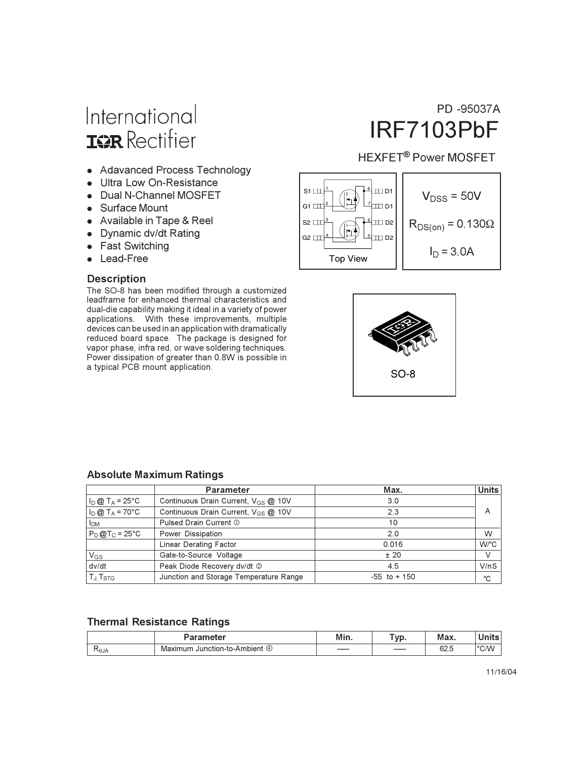International
IOR Rectifier

PD -95037A

# IRF7103PbF

HEXFET® Power MOSFET

- Adavanced Process Technology
- Ultra Low On-Resistance
- Dual N-Channel MOSFET
- Surface Mount
- Available in Tape & Reel
- Dynamic dv/dt Rating
- Fast Switching
- Lead-Free

S1 1, G1 2, S2 3, G2 4, D2 5, D2 6, D1 7, D1 8

Top View

$V_{DSS}$ = 50V

$R_{DS(on)}$ = 0.130Ω

$I_D$ = 3.0A

SO-8

## Description

The SO-8 has been modified through a customized leadframe for enhanced thermal characteristics and dual-die capability making it ideal in a variety of power applications. With these improvements, multiple devices can be used in an application with dramatically reduced board space. The package is designed for vapor phase, infra red, or wave soldering techniques. Power dissipation of greater than 0.8W is possible in a typical PCB mount application.

## Absolute Maximum Ratings

| | Parameter | Max. | Units |
|---|---|---|---|
| $I_D$ @ $T_A$ = 25°C | Continuous Drain Current, $V_{GS}$ @ 10V | 3.0 | A |
| $I_D$ @ $T_A$ = 70°C | Continuous Drain Current, $V_{GS}$ @ 10V | 2.3 | |
| $I_{DM}$ | Pulsed Drain Current ① | 10 | |
| $P_D$ @$T_C$ = 25°C | Power Dissipation | 2.0 | W |
| | Linear Derating Factor | 0.016 | W/°C |
| $V_{GS}$ | Gate-to-Source Voltage | ± 20 | V |
| dv/dt | Peak Diode Recovery dv/dt ② | 4.5 | V/nS |
| $T_J$, $T_{STG}$ | Junction and Storage Temperature Range | -55 to + 150 | °C |

## Thermal Resistance Ratings

| | Parameter | Min. | Typ. | Max. | Units |
|---|---|---|---|---|---|
| $R_{θJA}$ | Maximum Junction-to-Ambient ④ | —— | —— | 62.5 | °C/W |

11/16/04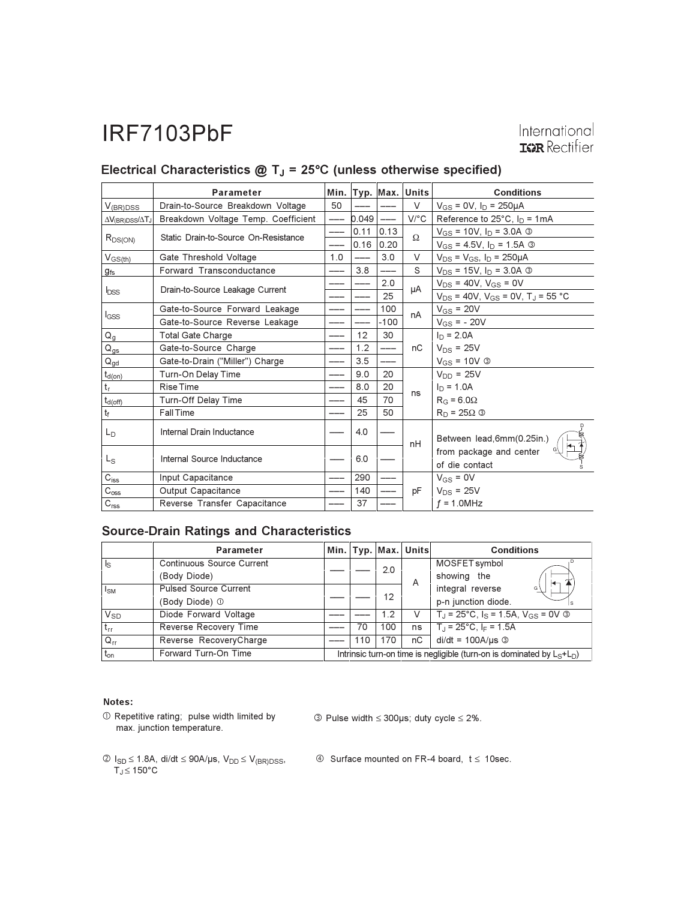IRF7103PbF

## Electrical Characteristics @ $T_J$ = 25°C (unless otherwise specified)

| | Parameter | Min. | Typ. | Max. | Units | Conditions |
|---|---|---|---|---|---|---|
| $V_{(BR)DSS}$ | Drain-to-Source Breakdown Voltage | 50 | ––– | ––– | V | $V_{GS}$ = 0V, $I_D$ = 250μA |
| $\Delta V_{(BR)DSS}/\Delta T_J$ | Breakdown Voltage Temp. Coefficient | ––– | 0.049 | ––– | V/°C | Reference to 25°C, $I_D$ = 1mA |
| $R_{DS(ON)}$ | Static Drain-to-Source On-Resistance | ––– | 0.11 | 0.13 | Ω | $V_{GS}$ = 10V, $I_D$ = 3.0A ③ |
| | | ––– | 0.16 | 0.20 | | $V_{GS}$ = 4.5V, $I_D$ = 1.5A ③ |
| $V_{GS(th)}$ | Gate Threshold Voltage | 1.0 | ––– | 3.0 | V | $V_{DS}$ = $V_{GS}$, $I_D$ = 250μA |
| $g_{fs}$ | Forward Transconductance | ––– | 3.8 | ––– | S | $V_{DS}$ = 15V, $I_D$ = 3.0A ③ |
| $I_{DSS}$ | Drain-to-Source Leakage Current | ––– | ––– | 2.0 | μA | $V_{DS}$ = 40V, $V_{GS}$ = 0V |
| | | ––– | ––– | 25 | | $V_{DS}$ = 40V, $V_{GS}$ = 0V, $T_J$ = 55 °C |
| $I_{GSS}$ | Gate-to-Source Forward Leakage | ––– | ––– | 100 | nA | $V_{GS}$ = 20V |
| | Gate-to-Source Reverse Leakage | ––– | ––– | -100 | | $V_{GS}$ = - 20V |
| $Q_g$ | Total Gate Charge | ––– | 12 | 30 | nC | $I_D$ = 2.0A |
| $Q_{gs}$ | Gate-to-Source Charge | ––– | 1.2 | ––– | | $V_{DS}$ = 25V |
| $Q_{gd}$ | Gate-to-Drain ("Miller") Charge | ––– | 3.5 | ––– | | $V_{GS}$ = 10V ③ |
| $t_{d(on)}$ | Turn-On Delay Time | ––– | 9.0 | 20 | ns | $V_{DD}$ = 25V |
| $t_r$ | Rise Time | ––– | 8.0 | 20 | | $I_D$ = 1.0A |
| $t_{d(off)}$ | Turn-Off Delay Time | ––– | 45 | 70 | | $R_G$ = 6.0Ω |
| $t_f$ | Fall Time | ––– | 25 | 50 | | $R_D$ = 25Ω ③ |
| $L_D$ | Internal Drain Inductance | ––– | 4.0 | ––– | nH | Between lead,6mm(0.25in.) from package and center of die contact |
| $L_S$ | Internal Source Inductance | ––– | 6.0 | ––– | | |
| $C_{iss}$ | Input Capacitance | ––– | 290 | ––– | pF | $V_{GS}$ = 0V |
| $C_{oss}$ | Output Capacitance | ––– | 140 | ––– | | $V_{DS}$ = 25V |
| $C_{rss}$ | Reverse Transfer Capacitance | ––– | 37 | ––– | | ƒ = 1.0MHz |

## Source-Drain Ratings and Characteristics

| | Parameter | Min. | Typ. | Max. | Units | Conditions |
|---|---|---|---|---|---|---|
| $I_S$ | Continuous Source Current (Body Diode) | ––– | ––– | 2.0 | A | MOSFET symbol showing the integral reverse p-n junction diode. |
| $I_{SM}$ | Pulsed Source Current (Body Diode) ① | ––– | ––– | 12 | | |
| $V_{SD}$ | Diode Forward Voltage | ––– | ––– | 1.2 | V | $T_J$ = 25°C, $I_S$ = 1.5A, $V_{GS}$ = 0V ③ |
| $t_{rr}$ | Reverse Recovery Time | ––– | 70 | 100 | ns | $T_J$ = 25°C, $I_F$ = 1.5A |
| $Q_{rr}$ | Reverse RecoveryCharge | ––– | 110 | 170 | nC | di/dt = 100A/μs ③ |
| $t_{on}$ | Forward Turn-On Time | Intrinsic turn-on time is negligible (turn-on is dominated by $L_S$+$L_D$) | | | | |

**Notes:**

① Repetitive rating; pulse width limited by max. junction temperature.

② $I_{SD}$ ≤ 1.8A, di/dt ≤ 90A/μs, $V_{DD}$ ≤ $V_{(BR)DSS}$, $T_J$ ≤ 150°C

③ Pulse width ≤ 300μs; duty cycle ≤ 2%.

④ Surface mounted on FR-4 board, t ≤ 10sec.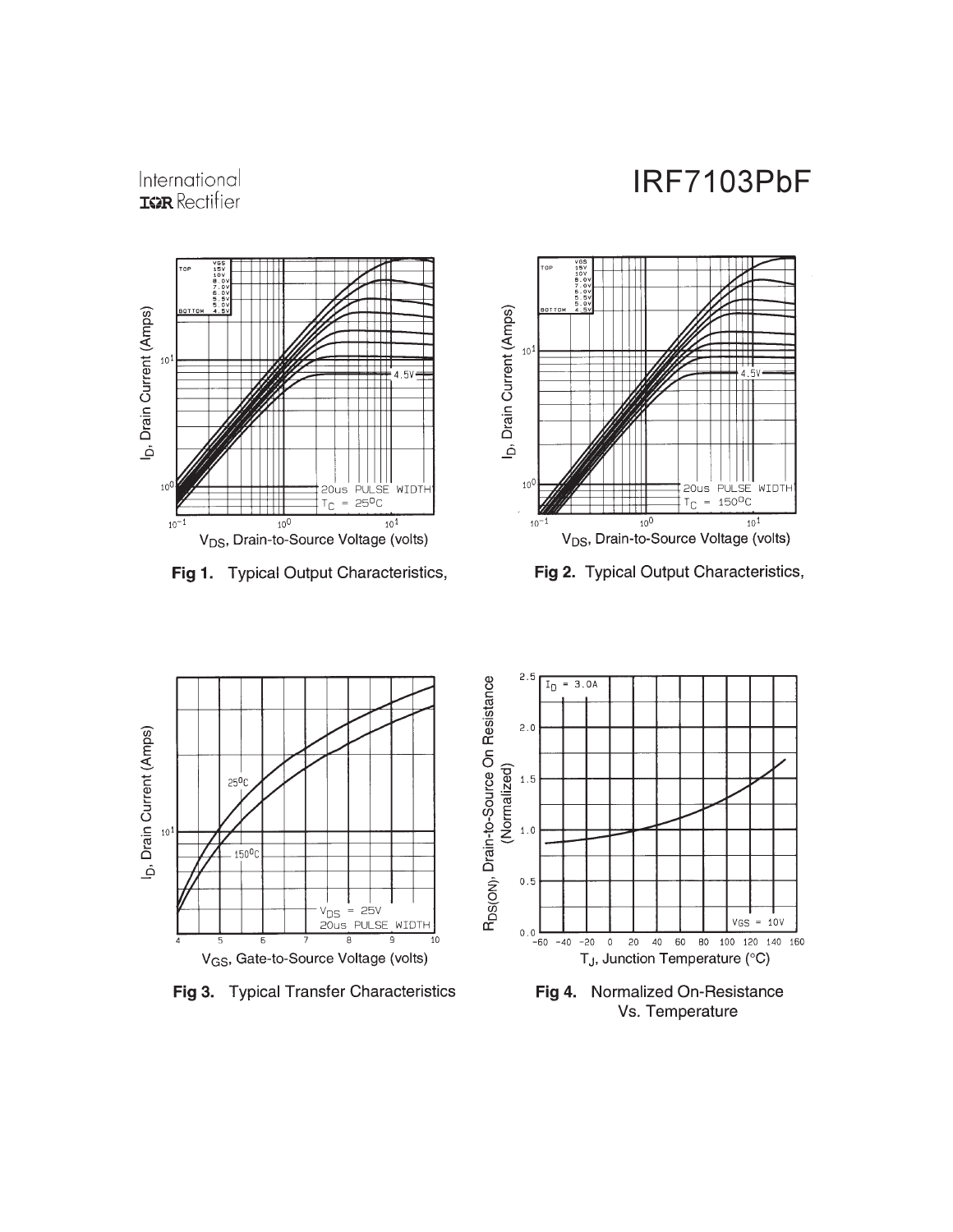**Fig 1.** Typical Output Characteristics,

**Fig 2.** Typical Output Characteristics,

**Fig 3.** Typical Transfer Characteristics

**Fig 4.** Normalized On-Resistance Vs. Temperature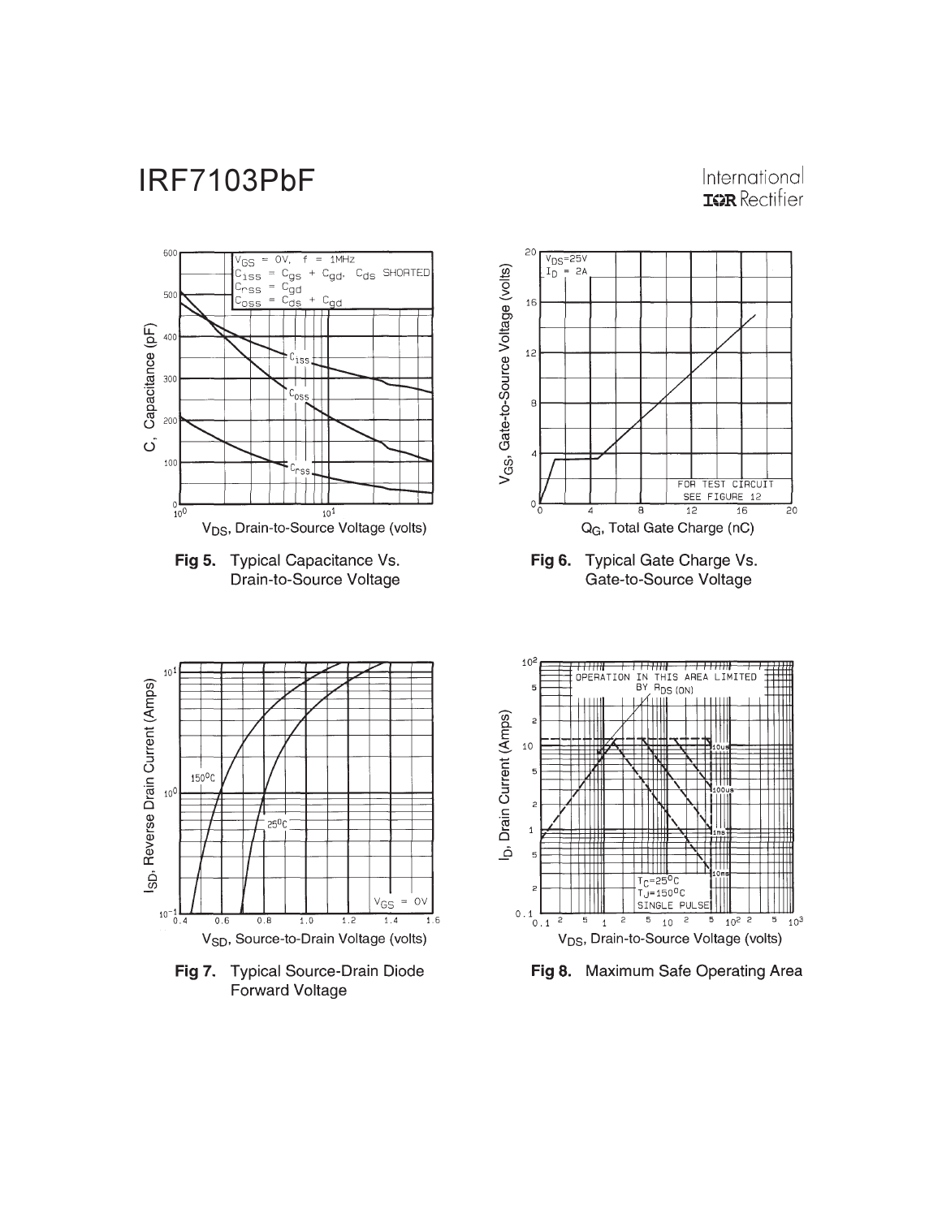Fig 5. Typical Capacitance Vs. Drain-to-Source Voltage

Fig 6. Typical Gate Charge Vs. Gate-to-Source Voltage

Fig 7. Typical Source-Drain Diode Forward Voltage

Fig 8. Maximum Safe Operating Area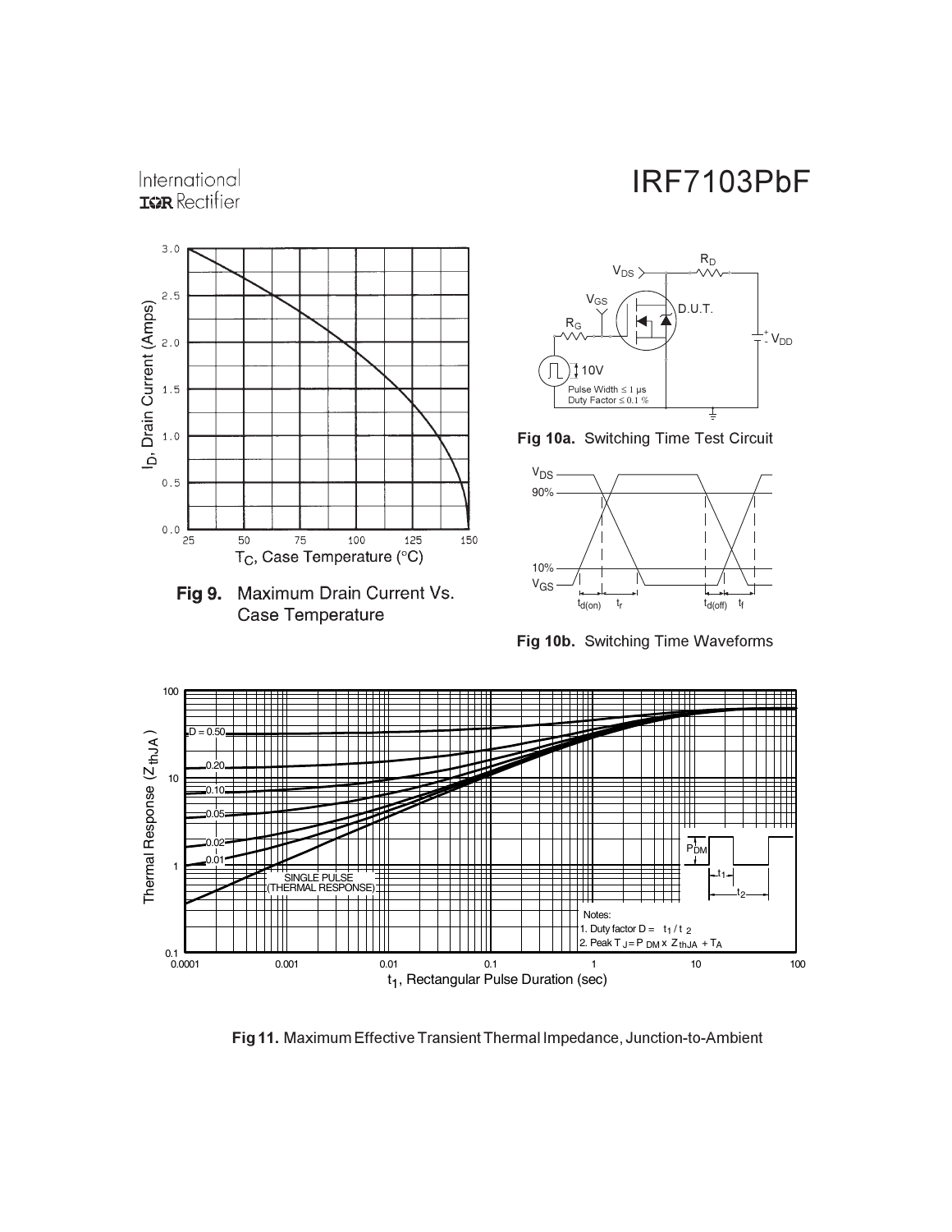Fig 9. Maximum Drain Current Vs. Case Temperature

Fig 10a. Switching Time Test Circuit

Fig 10b. Switching Time Waveforms

Fig 11. Maximum Effective Transient Thermal Impedance, Junction-to-Ambient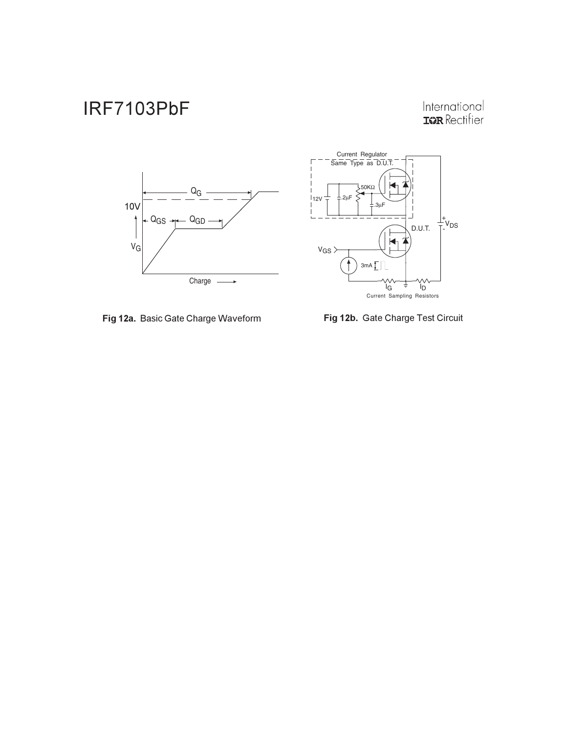**Fig 12a.** Basic Gate Charge Waveform

**Fig 12b.** Gate Charge Test Circuit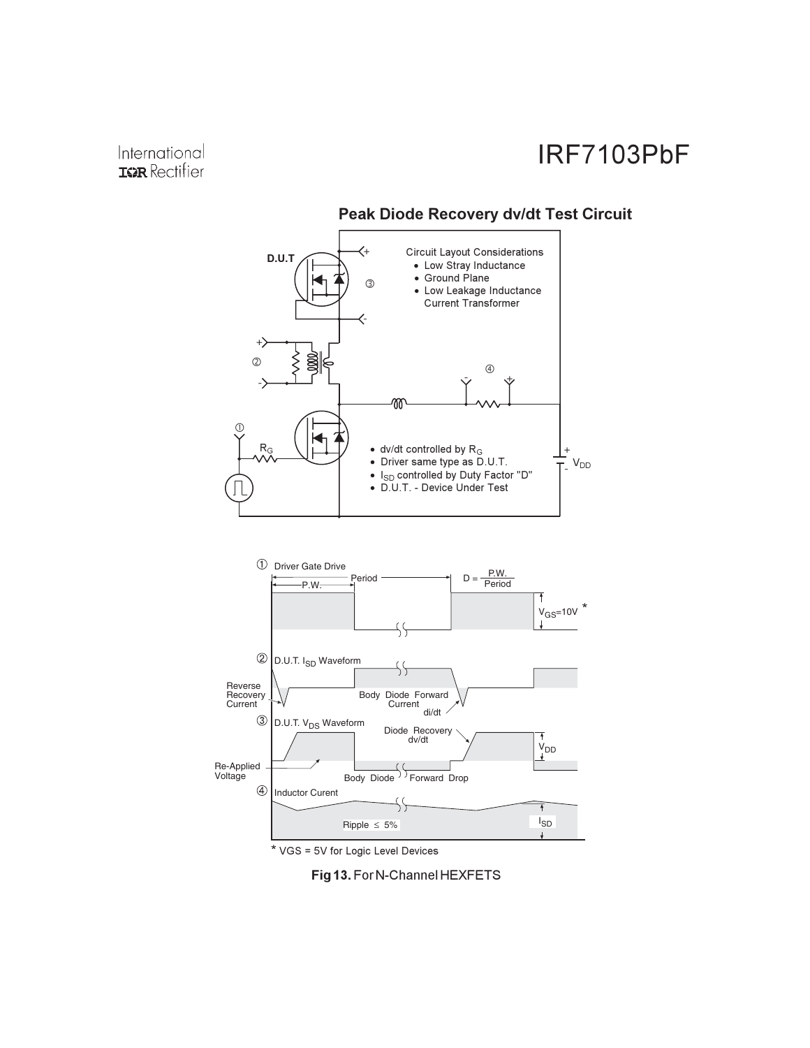## Peak Diode Recovery dv/dt Test Circuit

D.U.T

Circuit Layout Considerations
- Low Stray Inductance
- Ground Plane
- Low Leakage Inductance Current Transformer

- dv/dt controlled by $R_G$
- Driver same type as D.U.T.
- $I_{SD}$ controlled by Duty Factor "D"
- D.U.T. - Device Under Test

$R_G$

$V_{DD}$

① Driver Gate Drive

Period

P.W.

$D = \frac{P.W.}{Period}$

$V_{GS}$=10V *

② D.U.T. $I_{SD}$ Waveform

Reverse Recovery Current

Body Diode Forward Current

di/dt

③ D.U.T. $V_{DS}$ Waveform

Diode Recovery dv/dt

$V_{DD}$

Re-Applied Voltage

Body Diode Forward Drop

④ Inductor Curent

Ripple ≤ 5%

$I_{SD}$

* VGS = 5V for Logic Level Devices

**Fig 13.** For N-Channel HEXFETS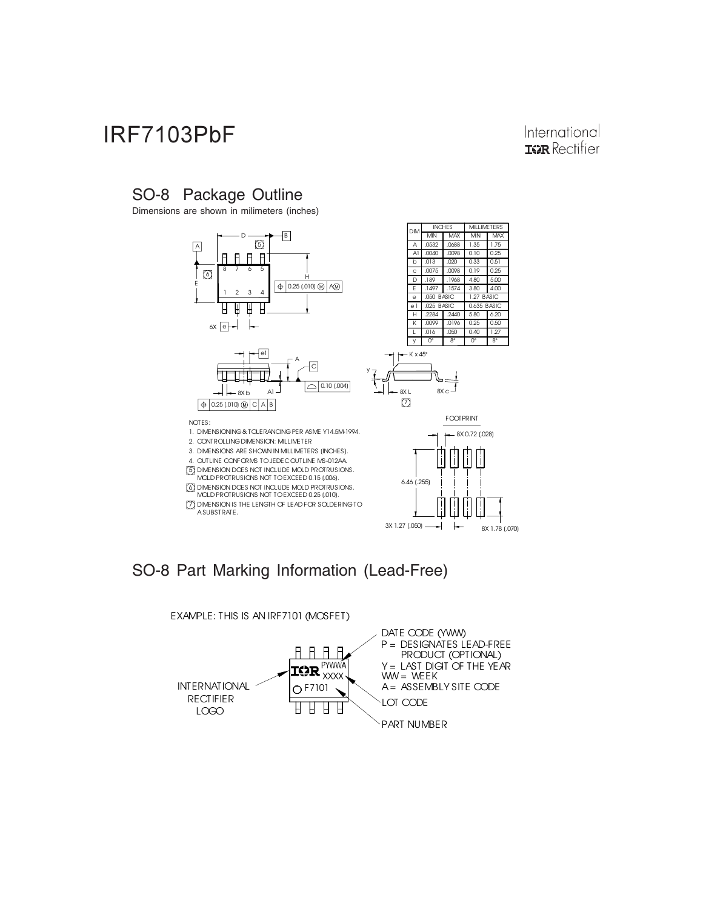## SO-8 Package Outline

Dimensions are shown in milimeters (inches)

| DIM | INCHES | | MILLIMETERS | |
|---|---|---|---|---|
| | MIN | MAX | MIN | MAX |
| A | .0532 | .0688 | 1.35 | 1.75 |
| A1 | .0040 | .0098 | 0.10 | 0.25 |
| b | .013 | .020 | 0.33 | 0.51 |
| c | .0075 | .0098 | 0.19 | 0.25 |
| D | .189 | .1968 | 4.80 | 5.00 |
| E | .1497 | .1574 | 3.80 | 4.00 |
| e | .050 BASIC | | 1.27 BASIC | |
| e 1 | .025 BASIC | | 0.635 BASIC | |
| H | .2284 | .2440 | 5.80 | 6.20 |
| K | .0099 | .0196 | 0.25 | 0.50 |
| L | .016 | .050 | 0.40 | 1.27 |
| y | 0° | 8° | 0° | 8° |

NOTES:

1. DIMENSIONING & TOLERANCING PER ASME Y14.5M-1994.
2. CONTROLLING DIMENSION: MILLIMETER
3. DIMENSIONS ARE SHOWN IN MILLIMETERS (INCHES).
4. OUTLINE CONFORMS TO JEDEC OUTLINE MS-012AA.
5. DIMENSION DOES NOT INCLUDE MOLD PROTRUSIONS. MOLD PROTRUSIONS NOT TO EXCEED 0.15 (.006).
6. DIMENSION DOES NOT INCLUDE MOLD PROTRUSIONS. MOLD PROTRUSIONS NOT TO EXCEED 0.25 (.010).
7. DIMENSION IS THE LENGTH OF LEAD FOR SOLDERING TO A SUBSTRATE.

FOOTPRINT

8X 0.72 (.028)

6.46 (.255)

3X 1.27 (.050)

8X 1.78 (.070)

## SO-8 Part Marking Information (Lead-Free)

EXAMPLE: THIS IS AN IRF7101 (MOSFET)

DATE CODE (YWW)
P = DESIGNATES LEAD-FREE PRODUCT (OPTIONAL)
Y = LAST DIGIT OF THE YEAR
WW = WEEK
A = ASSEMBLY SITE CODE

LOT CODE

PART NUMBER

INTERNATIONAL RECTIFIER LOGO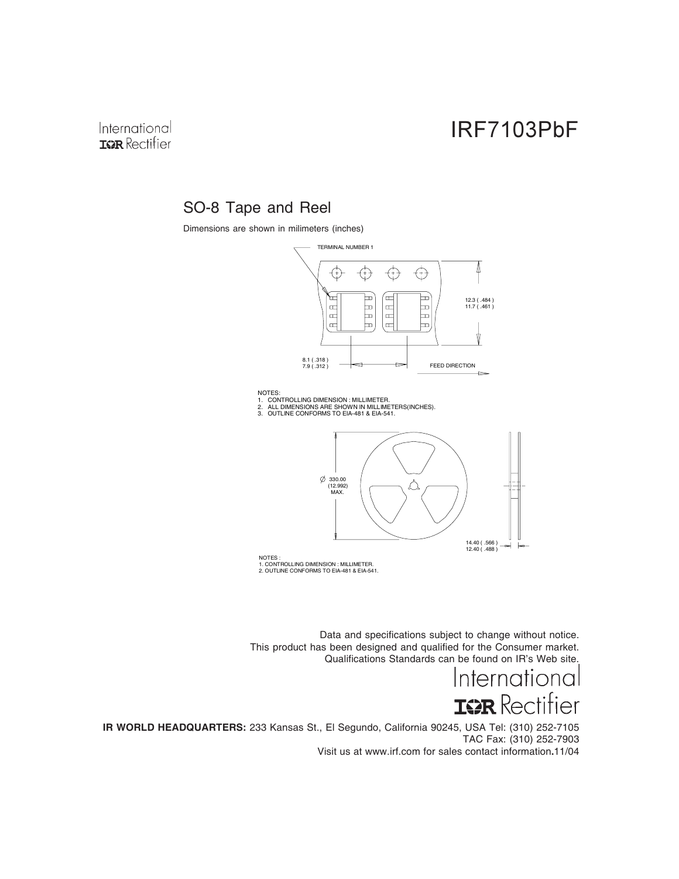## SO-8 Tape and Reel

Dimensions are shown in milimeters (inches)

TERMINAL NUMBER 1

12.3 ( .484 )
11.7 ( .461 )

8.1 ( .318 )
7.9 ( .312 )

FEED DIRECTION

NOTES:
1. CONTROLLING DIMENSION : MILLIMETER.
2. ALL DIMENSIONS ARE SHOWN IN MILLIMETERS(INCHES).
3. OUTLINE CONFORMS TO EIA-481 & EIA-541.

∅ 330.00
(12.992)
MAX.

14.40 ( .566 )
12.40 ( .488 )

NOTES :
1. CONTROLLING DIMENSION : MILLIMETER.
2. OUTLINE CONFORMS TO EIA-481 & EIA-541.

Data and specifications subject to change without notice.
This product has been designed and qualified for the Consumer market.
Qualifications Standards can be found on IR's Web site.

International
IOR Rectifier

**IR WORLD HEADQUARTERS:** 233 Kansas St., El Segundo, California 90245, USA Tel: (310) 252-7105
TAC Fax: (310) 252-7903
Visit us at www.irf.com for sales contact information**.**11/04